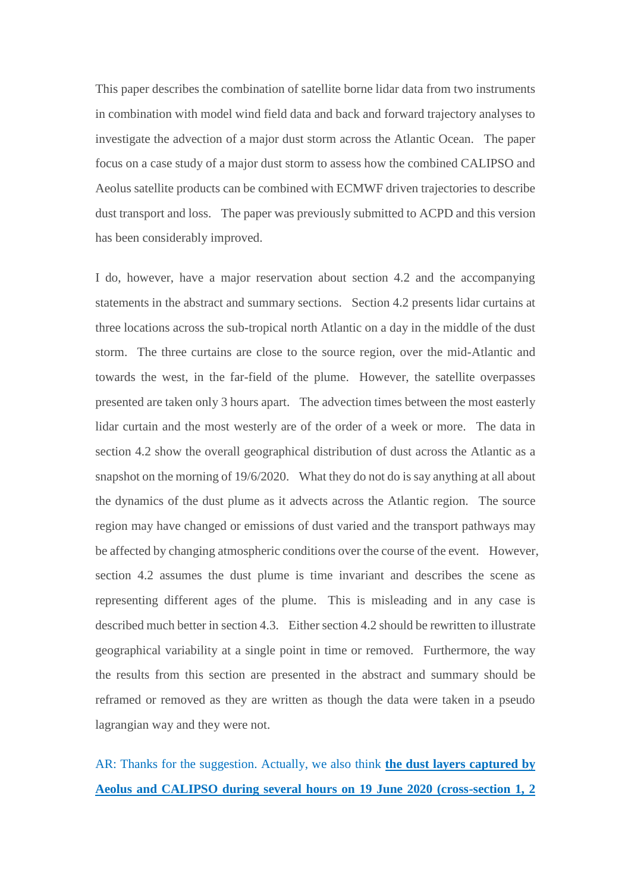This paper describes the combination of satellite borne lidar data from two instruments in combination with model wind field data and back and forward trajectory analyses to investigate the advection of a major dust storm across the Atlantic Ocean. The paper focus on a case study of a major dust storm to assess how the combined CALIPSO and Aeolus satellite products can be combined with ECMWF driven trajectories to describe dust transport and loss. The paper was previously submitted to ACPD and this version has been considerably improved.

I do, however, have a major reservation about section 4.2 and the accompanying statements in the abstract and summary sections. Section 4.2 presents lidar curtains at three locations across the sub-tropical north Atlantic on a day in the middle of the dust storm. The three curtains are close to the source region, over the mid-Atlantic and towards the west, in the far-field of the plume. However, the satellite overpasses presented are taken only 3 hours apart. The advection times between the most easterly lidar curtain and the most westerly are of the order of a week or more. The data in section 4.2 show the overall geographical distribution of dust across the Atlantic as a snapshot on the morning of 19/6/2020. What they do not do is say anything at all about the dynamics of the dust plume as it advects across the Atlantic region. The source region may have changed or emissions of dust varied and the transport pathways may be affected by changing atmospheric conditions over the course of the event. However, section 4.2 assumes the dust plume is time invariant and describes the scene as representing different ages of the plume. This is misleading and in any case is described much better in section 4.3. Either section 4.2 should be rewritten to illustrate geographical variability at a single point in time or removed. Furthermore, the way the results from this section are presented in the abstract and summary should be reframed or removed as they are written as though the data were taken in a pseudo lagrangian way and they were not.

AR: Thanks for the suggestion. Actually, we also think **the dust layers captured by Aeolus and CALIPSO during several hours on 19 June 2020 (cross-section 1, 2**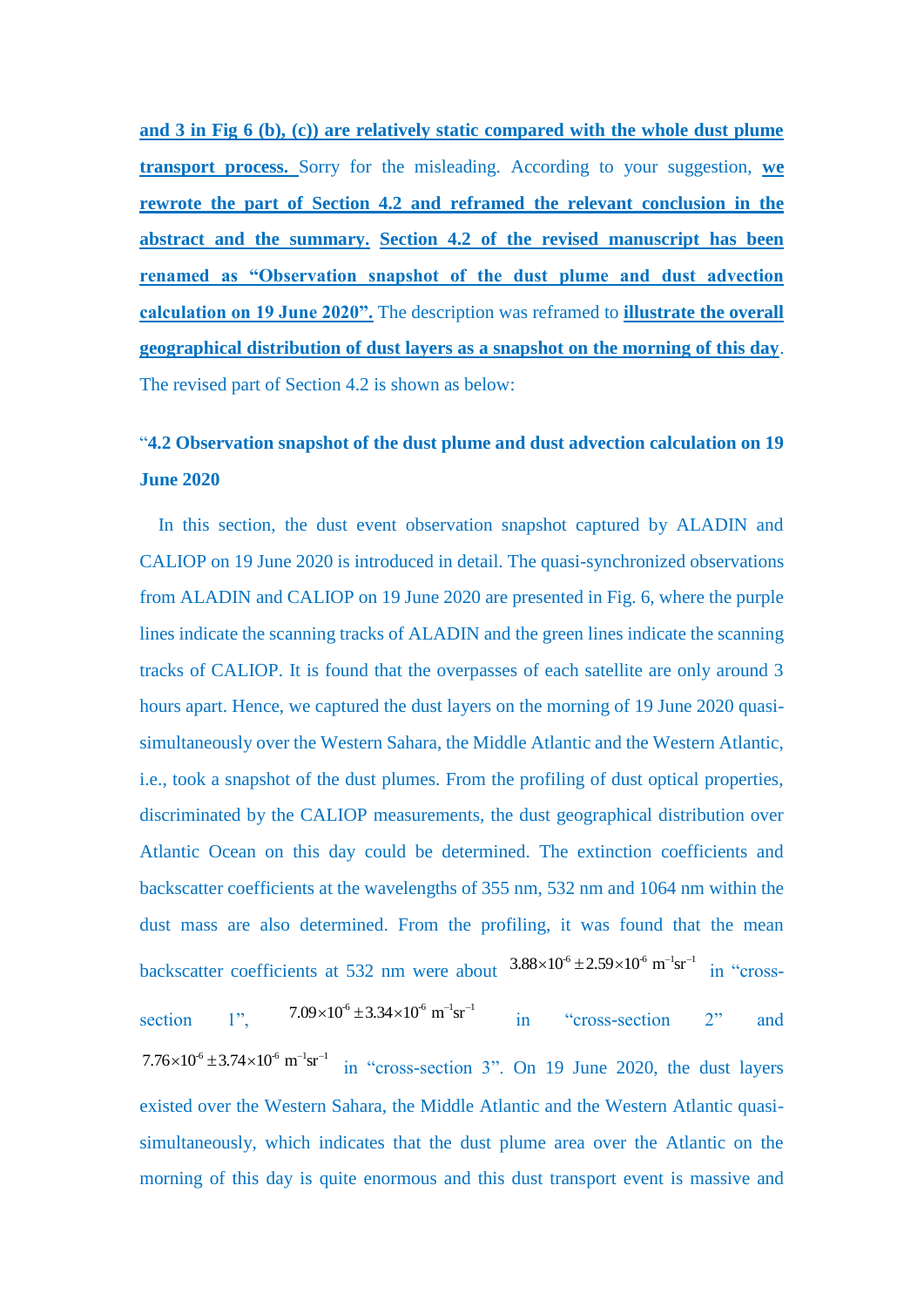**and 3 in Fig 6 (b), (c)) are relatively static compared with the whole dust plume transport process.** Sorry for the misleading. According to your suggestion, **we rewrote the part of Section 4.2 and reframed the relevant conclusion in the abstract and the summary.** **Section 4.2 of the revised manuscript has been renamed as "Observation snapshot of the dust plume and dust advection calculation on 19 June 2020".** The description was reframed to **illustrate the overall geographical distribution of dust layers as a snapshot on the morning of this day**. The revised part of Section 4.2 is shown as below:

"**4.2 Observation snapshot of the dust plume and dust advection calculation on 19 June 2020**

In this section, the dust event observation snapshot captured by ALADIN and CALIOP on 19 June 2020 is introduced in detail. The quasi-synchronized observations from ALADIN and CALIOP on 19 June 2020 are presented in Fig. 6, where the purple lines indicate the scanning tracks of ALADIN and the green lines indicate the scanning tracks of CALIOP. It is found that the overpasses of each satellite are only around 3 hours apart. Hence, we captured the dust layers on the morning of 19 June 2020 quasi-simultaneously over the Western Sahara, the Middle Atlantic and the Western Atlantic, i.e., took a snapshot of the dust plumes. From the profiling of dust optical properties, discriminated by the CALIOP measurements, the dust geographical distribution over Atlantic Ocean on this day could be determined. The extinction coefficients and backscatter coefficients at the wavelengths of 355 nm, 532 nm and 1064 nm within the dust mass are also determined. From the profiling, it was found that the mean backscatter coefficients at 532 nm were about $3.88\times10^{-6} \pm 2.59\times10^{-6}\ \mathrm{m^{-1}sr^{-1}}$ in "cross-section 1", $7.09\times10^{-6} \pm 3.34\times10^{-6}\ \mathrm{m^{-1}sr^{-1}}$ in "cross-section 2" and $7.76\times10^{-6} \pm 3.74\times10^{-6}\ \mathrm{m^{-1}sr^{-1}}$ in "cross-section 3". On 19 June 2020, the dust layers existed over the Western Sahara, the Middle Atlantic and the Western Atlantic quasi-simultaneously, which indicates that the dust plume area over the Atlantic on the morning of this day is quite enormous and this dust transport event is massive and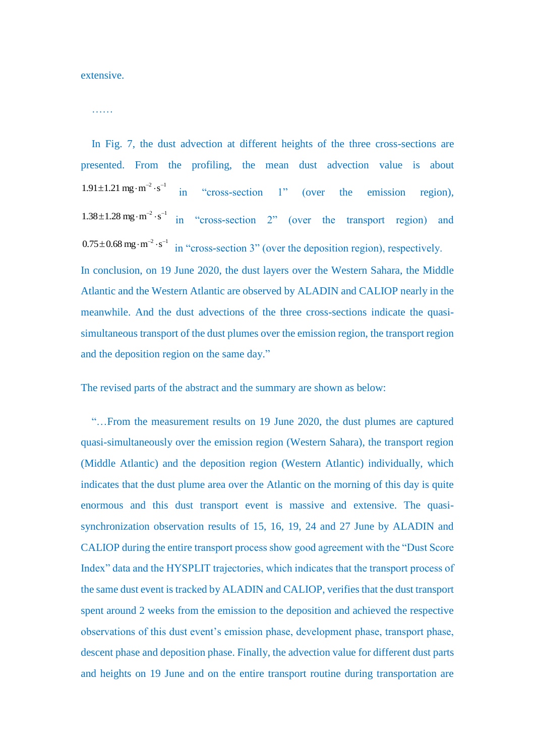extensive.

……

In Fig. 7, the dust advection at different heights of the three cross-sections are presented. From the profiling, the mean dust advection value is about $1.91 \pm 1.21\ \mathrm{mg \cdot m^{-2} \cdot s^{-1}}$ in "cross-section 1" (over the emission region), $1.38 \pm 1.28\ \mathrm{mg \cdot m^{-2} \cdot s^{-1}}$ in "cross-section 2" (over the transport region) and $0.75 \pm 0.68\ \mathrm{mg \cdot m^{-2} \cdot s^{-1}}$ in "cross-section 3" (over the deposition region), respectively. In conclusion, on 19 June 2020, the dust layers over the Western Sahara, the Middle Atlantic and the Western Atlantic are observed by ALADIN and CALIOP nearly in the meanwhile. And the dust advections of the three cross-sections indicate the quasi-simultaneous transport of the dust plumes over the emission region, the transport region and the deposition region on the same day."

The revised parts of the abstract and the summary are shown as below:

"…From the measurement results on 19 June 2020, the dust plumes are captured quasi-simultaneously over the emission region (Western Sahara), the transport region (Middle Atlantic) and the deposition region (Western Atlantic) individually, which indicates that the dust plume area over the Atlantic on the morning of this day is quite enormous and this dust transport event is massive and extensive. The quasi-synchronization observation results of 15, 16, 19, 24 and 27 June by ALADIN and CALIOP during the entire transport process show good agreement with the "Dust Score Index" data and the HYSPLIT trajectories, which indicates that the transport process of the same dust event is tracked by ALADIN and CALIOP, verifies that the dust transport spent around 2 weeks from the emission to the deposition and achieved the respective observations of this dust event's emission phase, development phase, transport phase, descent phase and deposition phase. Finally, the advection value for different dust parts and heights on 19 June and on the entire transport routine during transportation are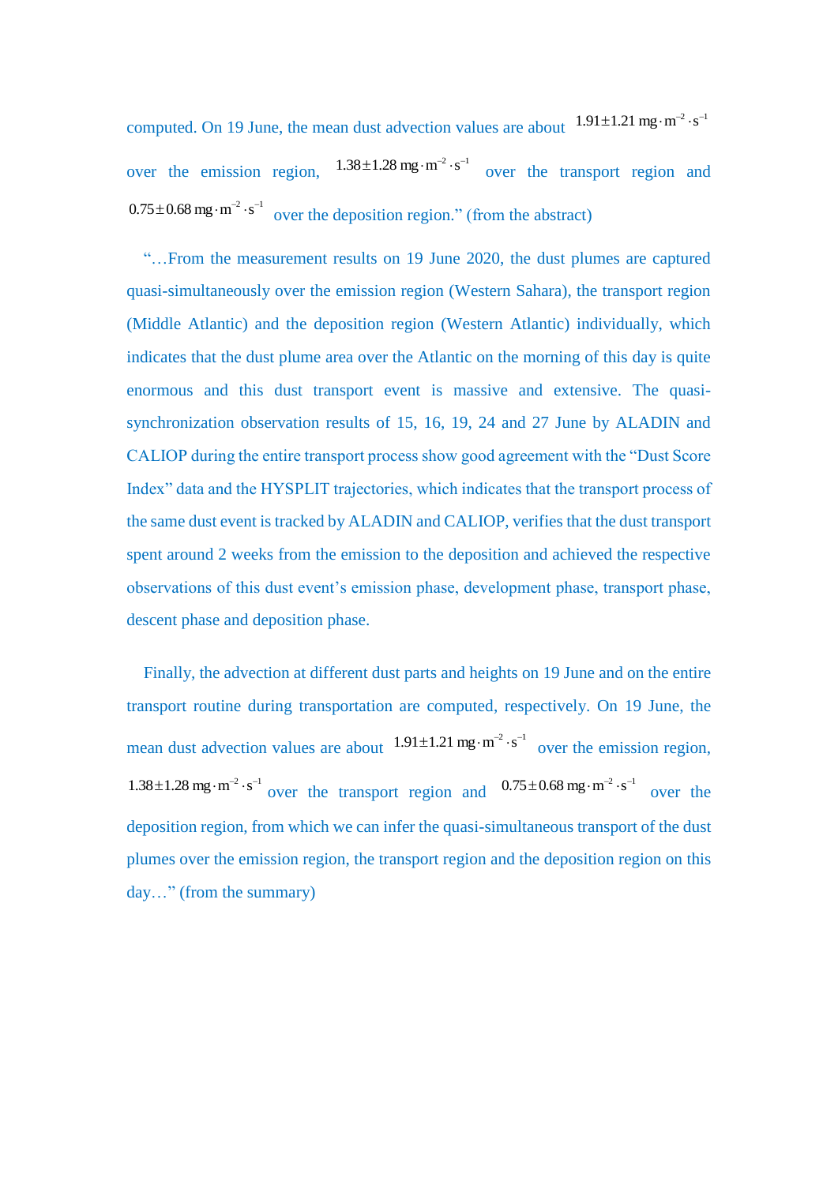computed. On 19 June, the mean dust advection values are about $1.91 \pm 1.21\ \mathrm{mg \cdot m^{-2} \cdot s^{-1}}$ over the emission region, $1.38 \pm 1.28\ \mathrm{mg \cdot m^{-2} \cdot s^{-1}}$ over the transport region and $0.75 \pm 0.68\ \mathrm{mg \cdot m^{-2} \cdot s^{-1}}$ over the deposition region." (from the abstract)

"…From the measurement results on 19 June 2020, the dust plumes are captured quasi-simultaneously over the emission region (Western Sahara), the transport region (Middle Atlantic) and the deposition region (Western Atlantic) individually, which indicates that the dust plume area over the Atlantic on the morning of this day is quite enormous and this dust transport event is massive and extensive. The quasi-synchronization observation results of 15, 16, 19, 24 and 27 June by ALADIN and CALIOP during the entire transport process show good agreement with the "Dust Score Index" data and the HYSPLIT trajectories, which indicates that the transport process of the same dust event is tracked by ALADIN and CALIOP, verifies that the dust transport spent around 2 weeks from the emission to the deposition and achieved the respective observations of this dust event's emission phase, development phase, transport phase, descent phase and deposition phase.

Finally, the advection at different dust parts and heights on 19 June and on the entire transport routine during transportation are computed, respectively. On 19 June, the mean dust advection values are about $1.91 \pm 1.21\ \mathrm{mg \cdot m^{-2} \cdot s^{-1}}$ over the emission region, $1.38 \pm 1.28\ \mathrm{mg \cdot m^{-2} \cdot s^{-1}}$ over the transport region and $0.75 \pm 0.68\ \mathrm{mg \cdot m^{-2} \cdot s^{-1}}$ over the deposition region, from which we can infer the quasi-simultaneous transport of the dust plumes over the emission region, the transport region and the deposition region on this day…" (from the summary)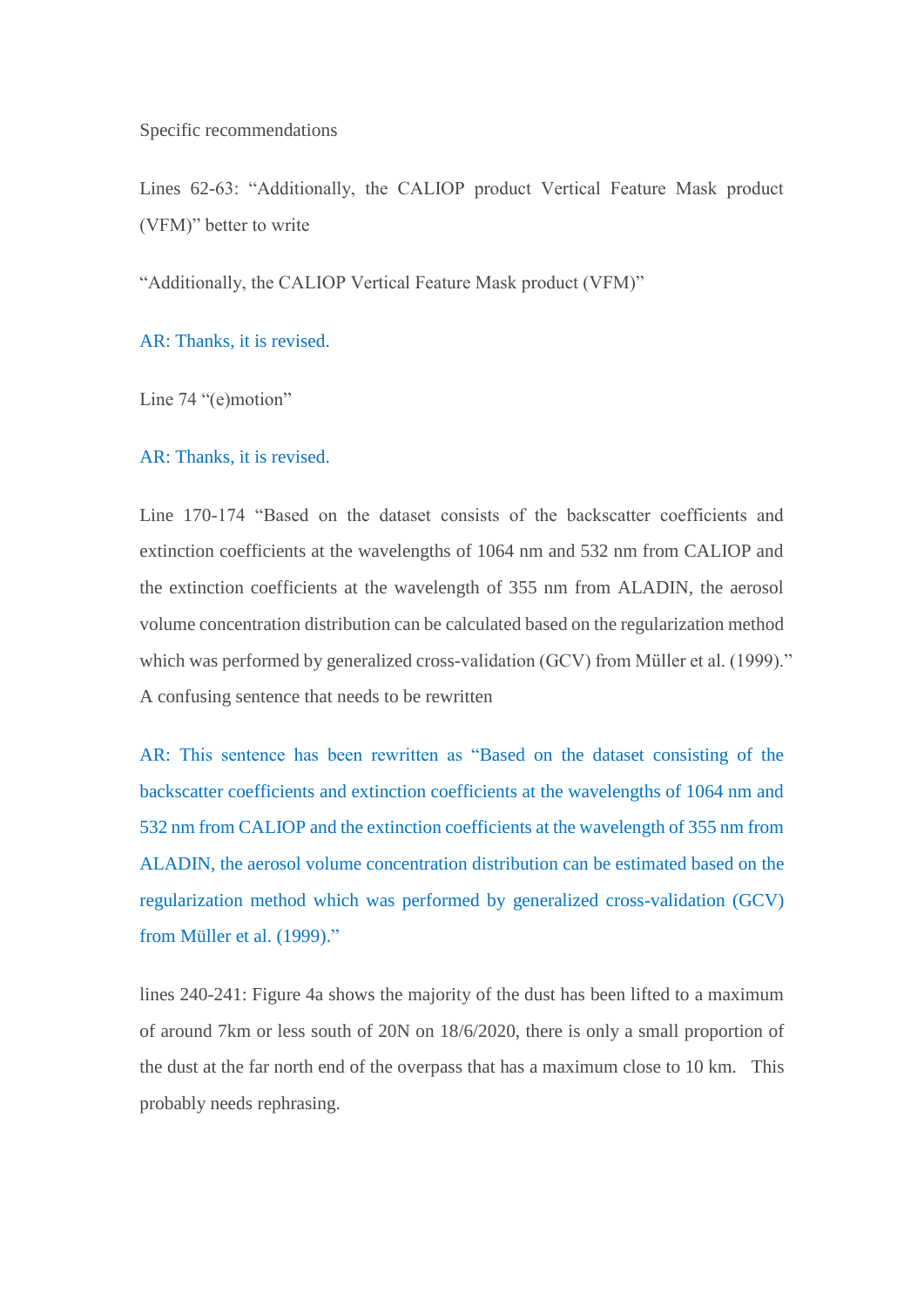Specific recommendations

Lines 62-63: "Additionally, the CALIOP product Vertical Feature Mask product (VFM)" better to write

"Additionally, the CALIOP Vertical Feature Mask product (VFM)"

AR: Thanks, it is revised.

Line 74 "(e)motion"

AR: Thanks, it is revised.

Line 170-174 "Based on the dataset consists of the backscatter coefficients and extinction coefficients at the wavelengths of 1064 nm and 532 nm from CALIOP and the extinction coefficients at the wavelength of 355 nm from ALADIN, the aerosol volume concentration distribution can be calculated based on the regularization method which was performed by generalized cross-validation (GCV) from Müller et al. (1999)." A confusing sentence that needs to be rewritten

AR: This sentence has been rewritten as "Based on the dataset consisting of the backscatter coefficients and extinction coefficients at the wavelengths of 1064 nm and 532 nm from CALIOP and the extinction coefficients at the wavelength of 355 nm from ALADIN, the aerosol volume concentration distribution can be estimated based on the regularization method which was performed by generalized cross-validation (GCV) from Müller et al. (1999)."

lines 240-241: Figure 4a shows the majority of the dust has been lifted to a maximum of around 7km or less south of 20N on 18/6/2020, there is only a small proportion of the dust at the far north end of the overpass that has a maximum close to 10 km. This probably needs rephrasing.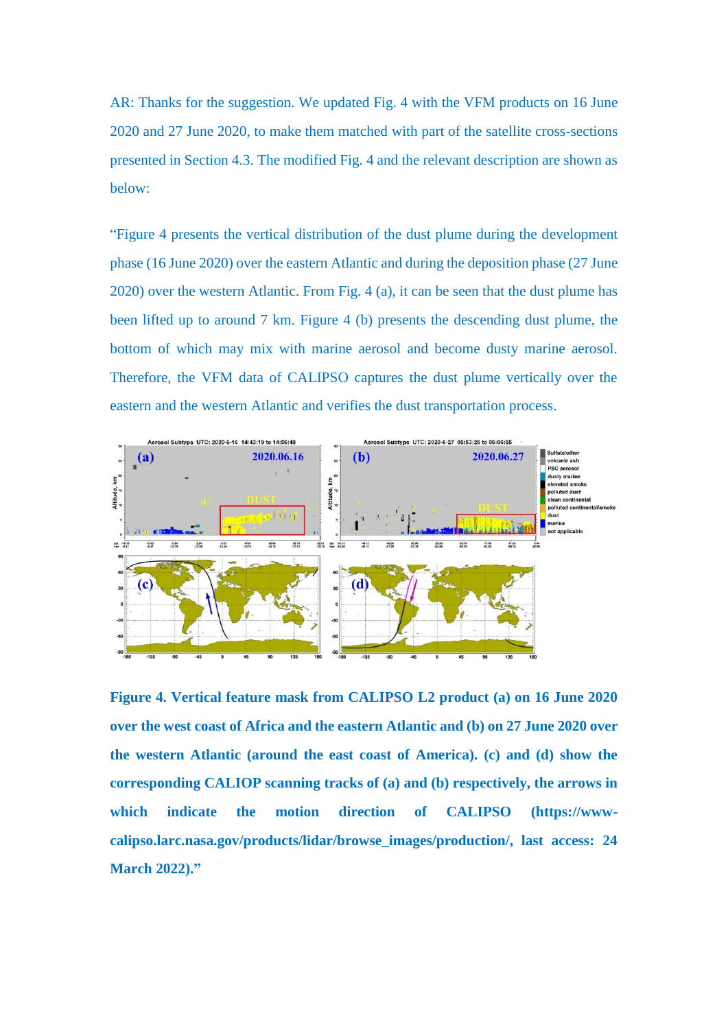AR: Thanks for the suggestion. We updated Fig. 4 with the VFM products on 16 June 2020 and 27 June 2020, to make them matched with part of the satellite cross-sections presented in Section 4.3. The modified Fig. 4 and the relevant description are shown as below:

"Figure 4 presents the vertical distribution of the dust plume during the development phase (16 June 2020) over the eastern Atlantic and during the deposition phase (27 June 2020) over the western Atlantic. From Fig. 4 (a), it can be seen that the dust plume has been lifted up to around 7 km. Figure 4 (b) presents the descending dust plume, the bottom of which may mix with marine aerosol and become dusty marine aerosol. Therefore, the VFM data of CALIPSO captures the dust plume vertically over the eastern and the western Atlantic and verifies the dust transportation process.

Aerosol Subtype UTC: 2020-6-16 14:43:19 to 14:56:48

(a) 2020.06.16

DUST

Aerosol Subtype UTC: 2020-6-27 05:53:26 to 06:06:55

(b) 2020.06.27

DUST

Sulfate/other
volcanic ash
PSC aerosol
dusty marine
elevated smoke
polluted dust
clean continental
polluted continental/smoke
dust
marine
not applicable

(c)

(d)

**Figure 4. Vertical feature mask from CALIPSO L2 product (a) on 16 June 2020 over the west coast of Africa and the eastern Atlantic and (b) on 27 June 2020 over the western Atlantic (around the east coast of America). (c) and (d) show the corresponding CALIOP scanning tracks of (a) and (b) respectively, the arrows in which indicate the motion direction of CALIPSO (https://www-calipso.larc.nasa.gov/products/lidar/browse_images/production/, last access: 24 March 2022)."**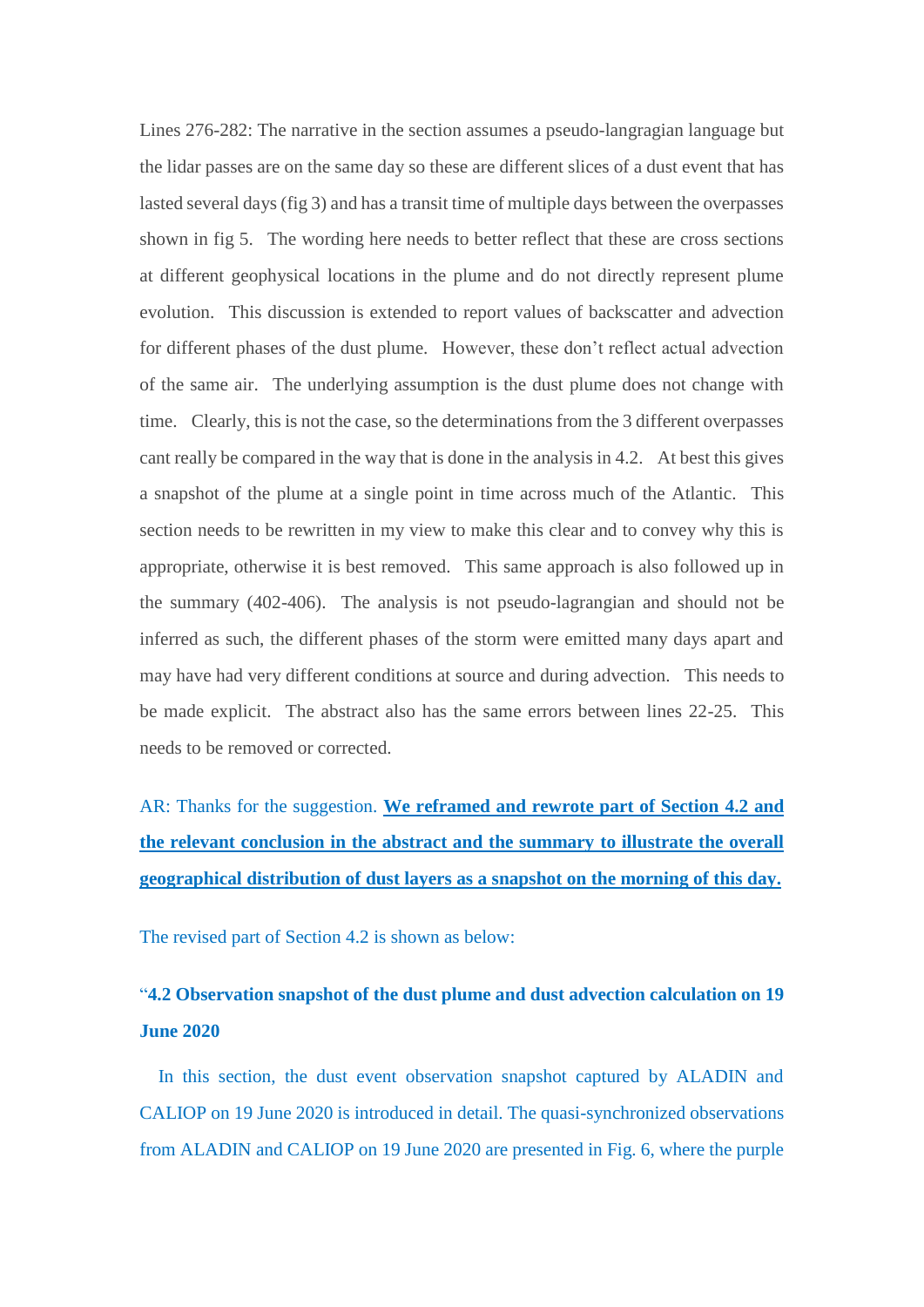Lines 276-282: The narrative in the section assumes a pseudo-langragian language but the lidar passes are on the same day so these are different slices of a dust event that has lasted several days (fig 3) and has a transit time of multiple days between the overpasses shown in fig 5. The wording here needs to better reflect that these are cross sections at different geophysical locations in the plume and do not directly represent plume evolution. This discussion is extended to report values of backscatter and advection for different phases of the dust plume. However, these don't reflect actual advection of the same air. The underlying assumption is the dust plume does not change with time. Clearly, this is not the case, so the determinations from the 3 different overpasses cant really be compared in the way that is done in the analysis in 4.2. At best this gives a snapshot of the plume at a single point in time across much of the Atlantic. This section needs to be rewritten in my view to make this clear and to convey why this is appropriate, otherwise it is best removed. This same approach is also followed up in the summary (402-406). The analysis is not pseudo-lagrangian and should not be inferred as such, the different phases of the storm were emitted many days apart and may have had very different conditions at source and during advection. This needs to be made explicit. The abstract also has the same errors between lines 22-25. This needs to be removed or corrected.

AR: Thanks for the suggestion. **We reframed and rewrote part of Section 4.2 and the relevant conclusion in the abstract and the summary to illustrate the overall geographical distribution of dust layers as a snapshot on the morning of this day.**

The revised part of Section 4.2 is shown as below:

"**4.2 Observation snapshot of the dust plume and dust advection calculation on 19 June 2020**

In this section, the dust event observation snapshot captured by ALADIN and CALIOP on 19 June 2020 is introduced in detail. The quasi-synchronized observations from ALADIN and CALIOP on 19 June 2020 are presented in Fig. 6, where the purple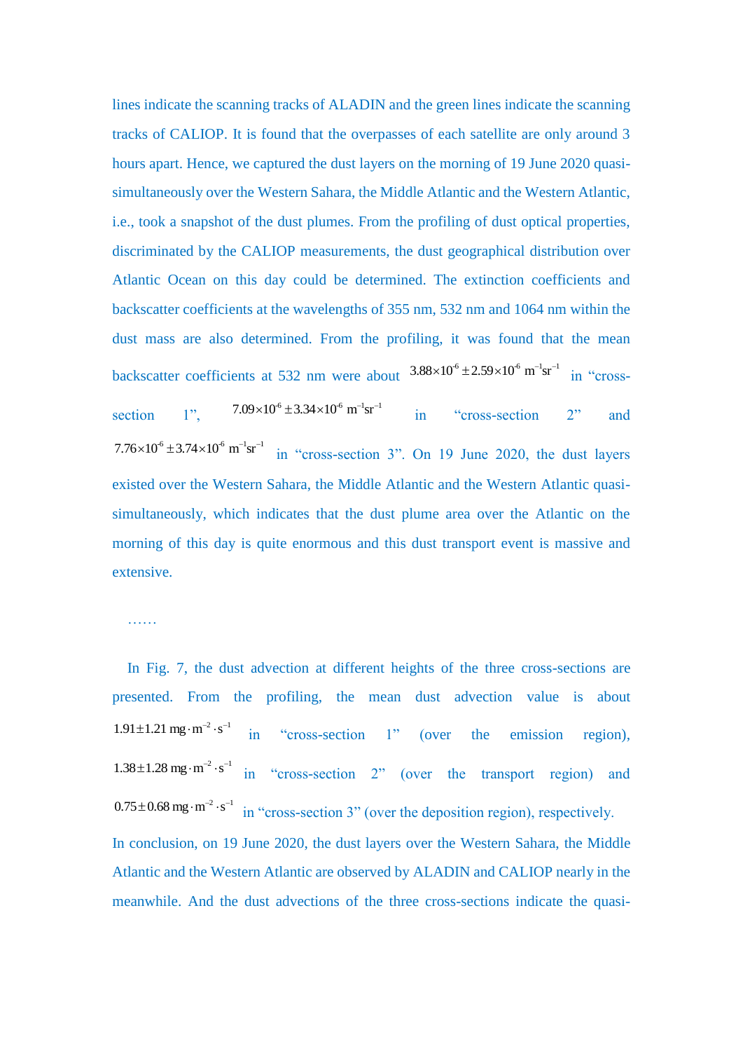lines indicate the scanning tracks of ALADIN and the green lines indicate the scanning tracks of CALIOP. It is found that the overpasses of each satellite are only around 3 hours apart. Hence, we captured the dust layers on the morning of 19 June 2020 quasi-simultaneously over the Western Sahara, the Middle Atlantic and the Western Atlantic, i.e., took a snapshot of the dust plumes. From the profiling of dust optical properties, discriminated by the CALIOP measurements, the dust geographical distribution over Atlantic Ocean on this day could be determined. The extinction coefficients and backscatter coefficients at the wavelengths of 355 nm, 532 nm and 1064 nm within the dust mass are also determined. From the profiling, it was found that the mean backscatter coefficients at 532 nm were about $3.88\times10^{-6}\pm2.59\times10^{-6}\ \mathrm{m^{-1}sr^{-1}}$ in "cross-section 1", $7.09\times10^{-6}\pm3.34\times10^{-6}\ \mathrm{m^{-1}sr^{-1}}$ in "cross-section 2" and $7.76\times10^{-6}\pm3.74\times10^{-6}\ \mathrm{m^{-1}sr^{-1}}$ in "cross-section 3". On 19 June 2020, the dust layers existed over the Western Sahara, the Middle Atlantic and the Western Atlantic quasi-simultaneously, which indicates that the dust plume area over the Atlantic on the morning of this day is quite enormous and this dust transport event is massive and extensive.

……

In Fig. 7, the dust advection at different heights of the three cross-sections are presented. From the profiling, the mean dust advection value is about $1.91\pm1.21\ \mathrm{mg\cdot m^{-2}\cdot s^{-1}}$ in "cross-section 1" (over the emission region), $1.38\pm1.28\ \mathrm{mg\cdot m^{-2}\cdot s^{-1}}$ in "cross-section 2" (over the transport region) and $0.75\pm0.68\ \mathrm{mg\cdot m^{-2}\cdot s^{-1}}$ in "cross-section 3" (over the deposition region), respectively. In conclusion, on 19 June 2020, the dust layers over the Western Sahara, the Middle Atlantic and the Western Atlantic are observed by ALADIN and CALIOP nearly in the meanwhile. And the dust advections of the three cross-sections indicate the quasi-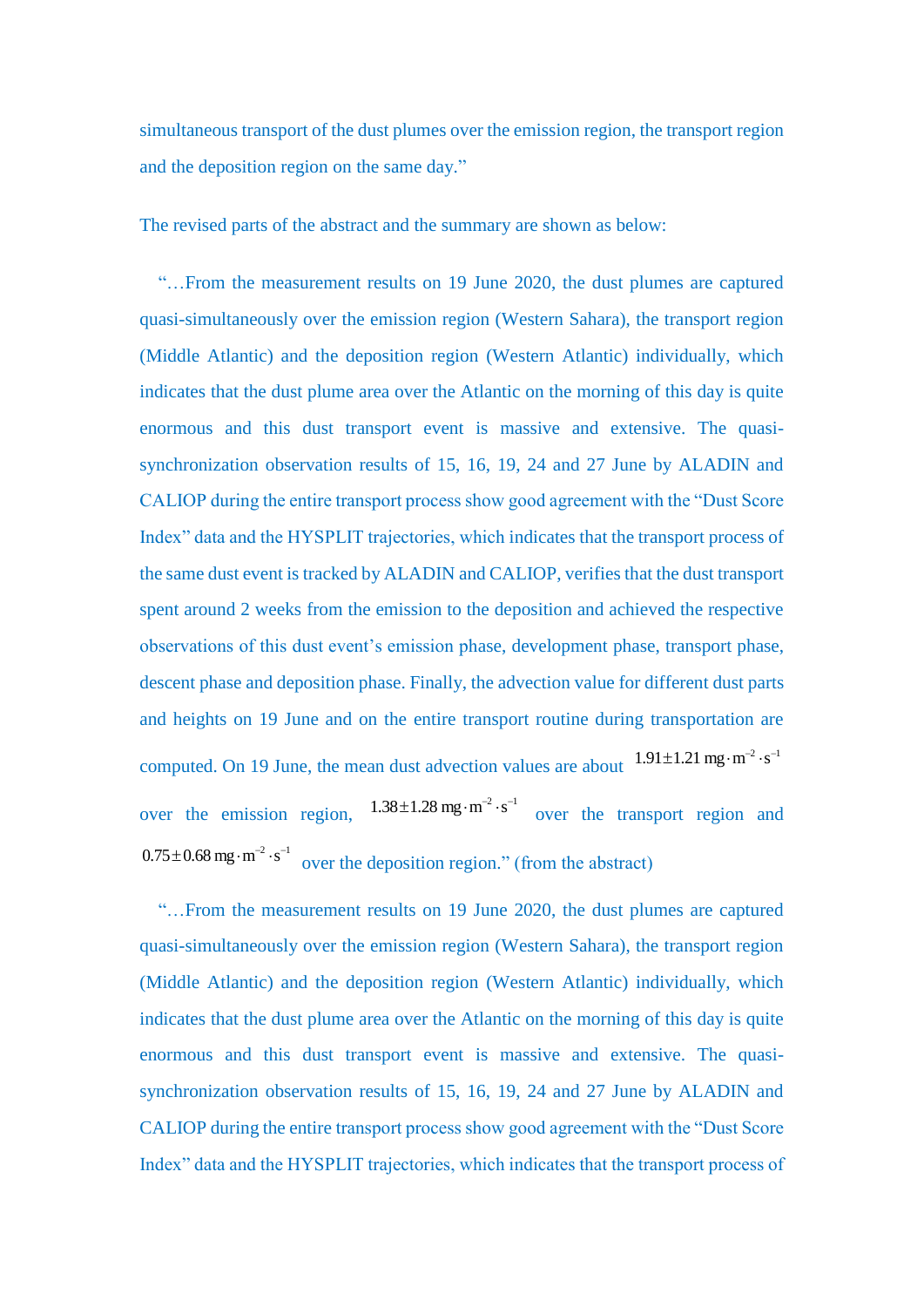simultaneous transport of the dust plumes over the emission region, the transport region and the deposition region on the same day."

The revised parts of the abstract and the summary are shown as below:

"…From the measurement results on 19 June 2020, the dust plumes are captured quasi-simultaneously over the emission region (Western Sahara), the transport region (Middle Atlantic) and the deposition region (Western Atlantic) individually, which indicates that the dust plume area over the Atlantic on the morning of this day is quite enormous and this dust transport event is massive and extensive. The quasi-synchronization observation results of 15, 16, 19, 24 and 27 June by ALADIN and CALIOP during the entire transport process show good agreement with the "Dust Score Index" data and the HYSPLIT trajectories, which indicates that the transport process of the same dust event is tracked by ALADIN and CALIOP, verifies that the dust transport spent around 2 weeks from the emission to the deposition and achieved the respective observations of this dust event's emission phase, development phase, transport phase, descent phase and deposition phase. Finally, the advection value for different dust parts and heights on 19 June and on the entire transport routine during transportation are computed. On 19 June, the mean dust advection values are about $1.91 \pm 1.21\ \mathrm{mg \cdot m^{-2} \cdot s^{-1}}$ over the emission region, $1.38 \pm 1.28\ \mathrm{mg \cdot m^{-2} \cdot s^{-1}}$ over the transport region and $0.75 \pm 0.68\ \mathrm{mg \cdot m^{-2} \cdot s^{-1}}$ over the deposition region." (from the abstract)

"…From the measurement results on 19 June 2020, the dust plumes are captured quasi-simultaneously over the emission region (Western Sahara), the transport region (Middle Atlantic) and the deposition region (Western Atlantic) individually, which indicates that the dust plume area over the Atlantic on the morning of this day is quite enormous and this dust transport event is massive and extensive. The quasi-synchronization observation results of 15, 16, 19, 24 and 27 June by ALADIN and CALIOP during the entire transport process show good agreement with the "Dust Score Index" data and the HYSPLIT trajectories, which indicates that the transport process of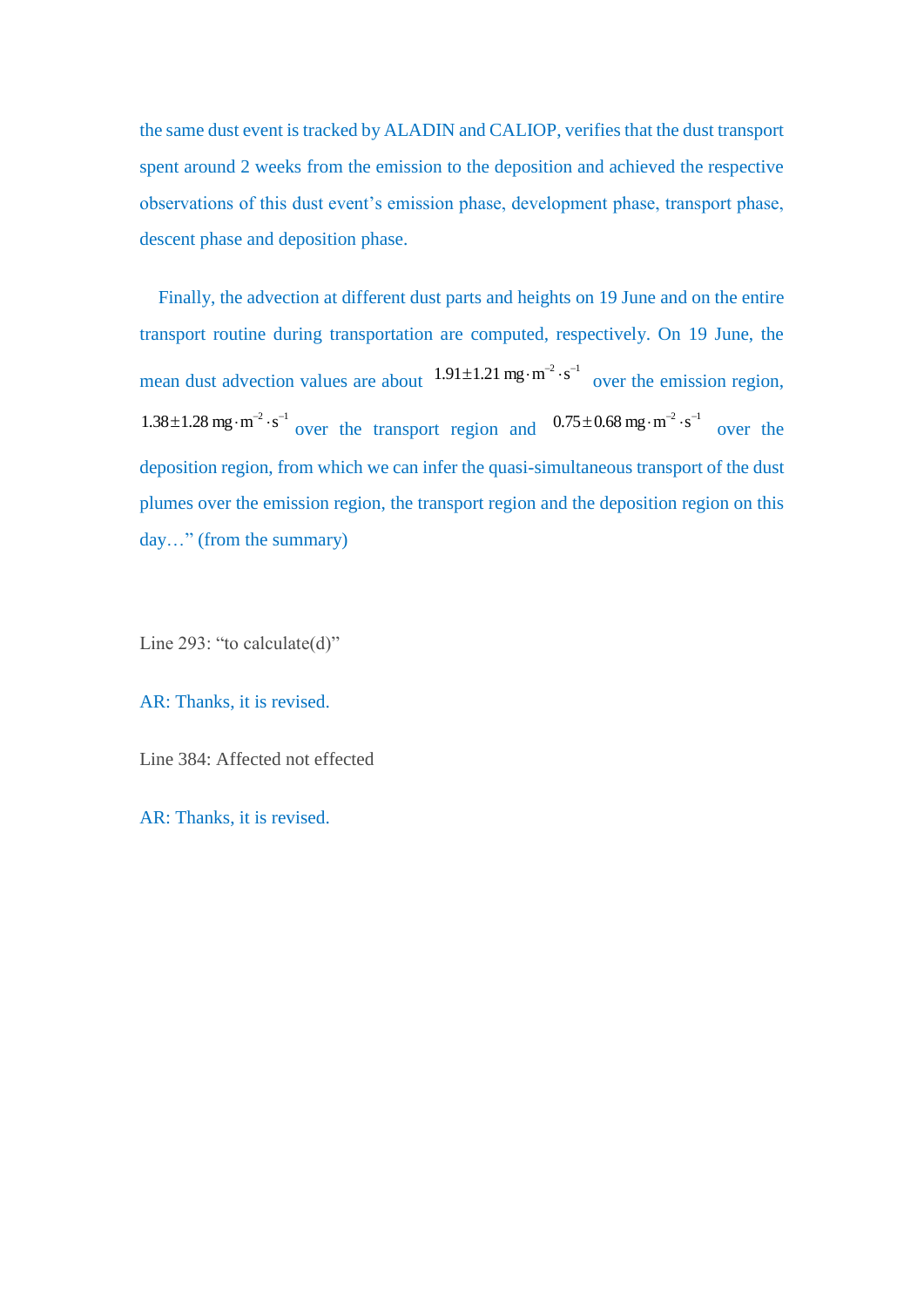the same dust event is tracked by ALADIN and CALIOP, verifies that the dust transport spent around 2 weeks from the emission to the deposition and achieved the respective observations of this dust event's emission phase, development phase, transport phase, descent phase and deposition phase.

Finally, the advection at different dust parts and heights on 19 June and on the entire transport routine during transportation are computed, respectively. On 19 June, the mean dust advection values are about $1.91 \pm 1.21 \ \mathrm{mg \cdot m^{-2} \cdot s^{-1}}$ over the emission region, $1.38 \pm 1.28 \ \mathrm{mg \cdot m^{-2} \cdot s^{-1}}$ over the transport region and $0.75 \pm 0.68 \ \mathrm{mg \cdot m^{-2} \cdot s^{-1}}$ over the deposition region, from which we can infer the quasi-simultaneous transport of the dust plumes over the emission region, the transport region and the deposition region on this day…" (from the summary)

Line 293: "to calculate(d)"

AR: Thanks, it is revised.

Line 384: Affected not effected

AR: Thanks, it is revised.